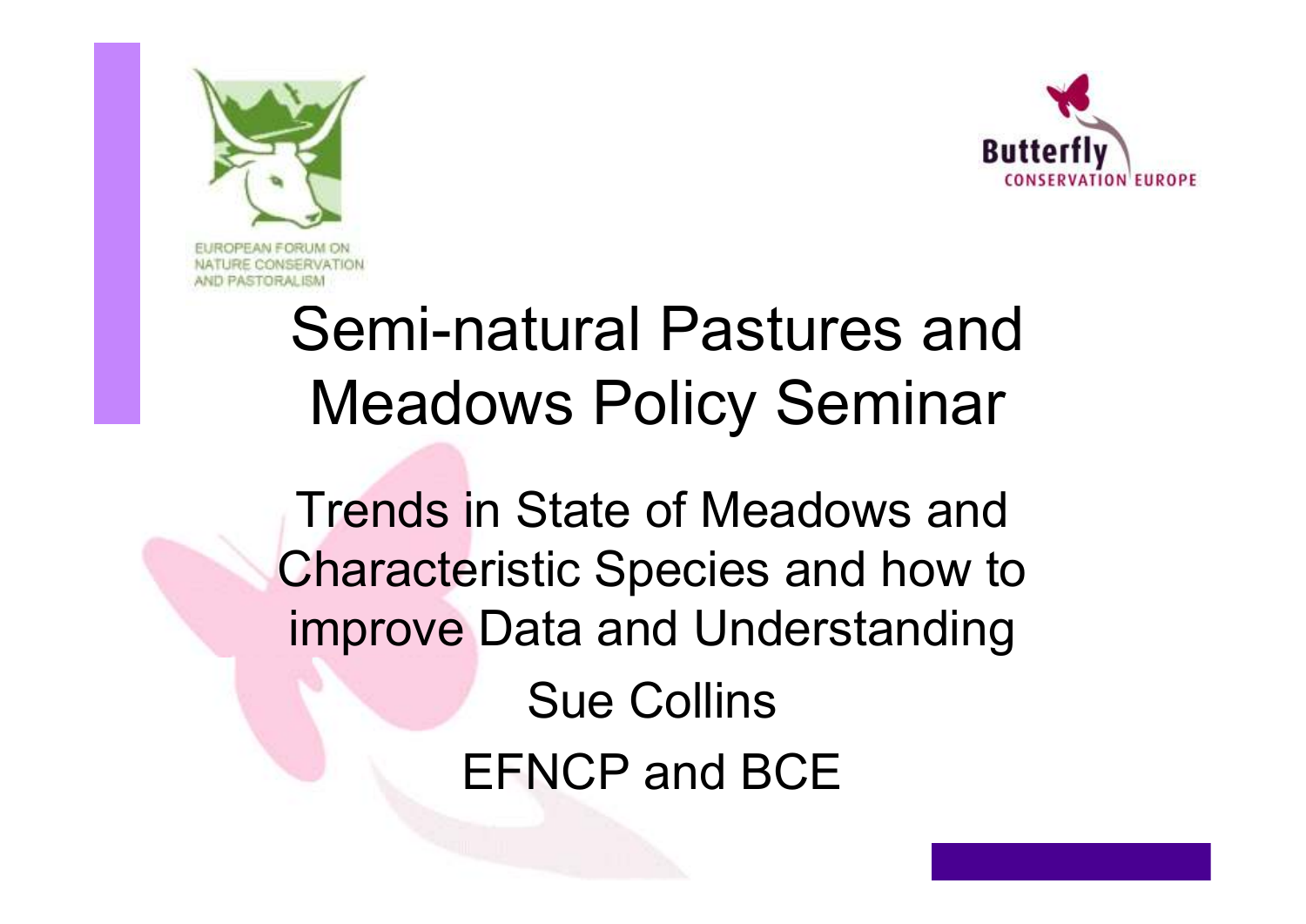EUROPEAN FORUM ON NATURE CONSERVATION AND PASTORALISM

Butterfly CONSERVATION EUROPE

# Semi-natural Pastures and Meadows Policy Seminar

## Trends in State of Meadows and Characteristic Species and how to improve Data and Understanding

Sue Collins

EFNCP and BCE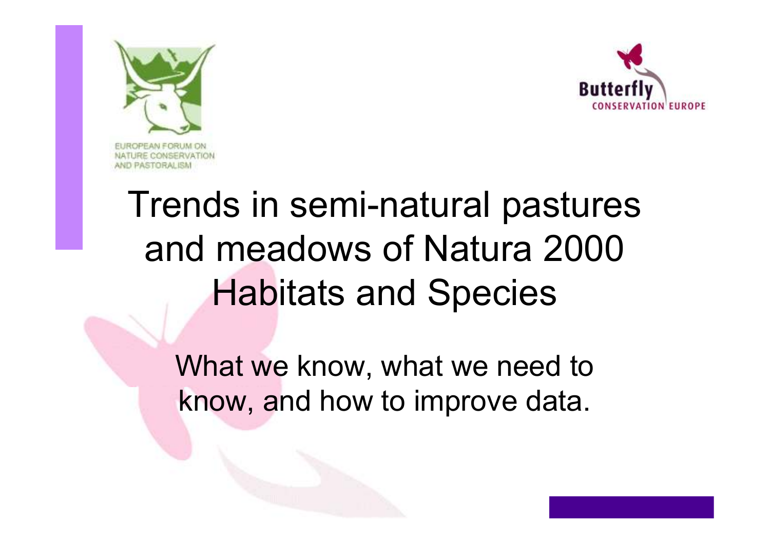EUROPEAN FORUM ON NATURE CONSERVATION AND PASTORALISM

Butterfly CONSERVATION EUROPE

# Trends in semi-natural pastures and meadows of Natura 2000 Habitats and Species

What we know, what we need to know, and how to improve data.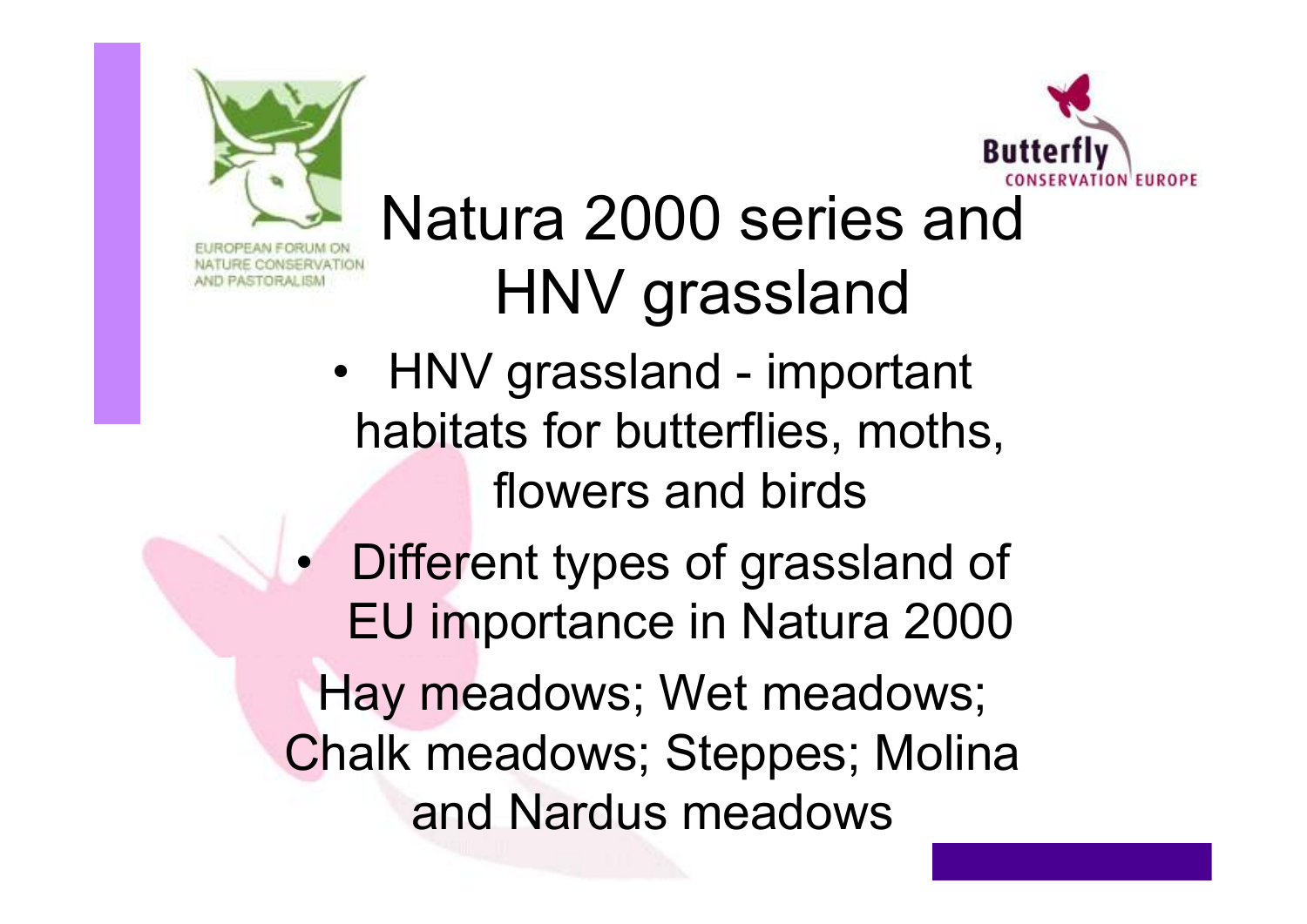# Natura 2000 series and HNV grassland

- HNV grassland - important habitats for butterflies, moths, flowers and birds
- Different types of grassland of EU importance in Natura 2000

Hay meadows; Wet meadows; Chalk meadows; Steppes; Molina and Nardus meadows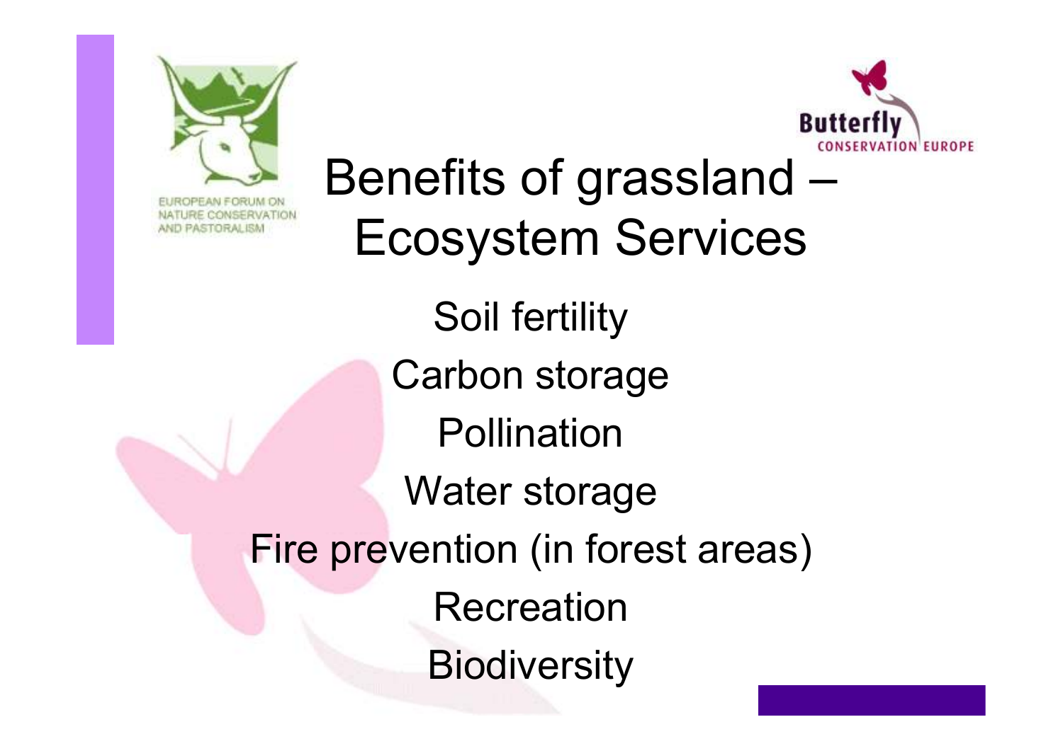EUROPEAN FORUM ON NATURE CONSERVATION AND PASTORALISM

Butterfly CONSERVATION EUROPE

# Benefits of grassland – Ecosystem Services

Soil fertility

Carbon storage

Pollination

Water storage

Fire prevention (in forest areas)

Recreation

Biodiversity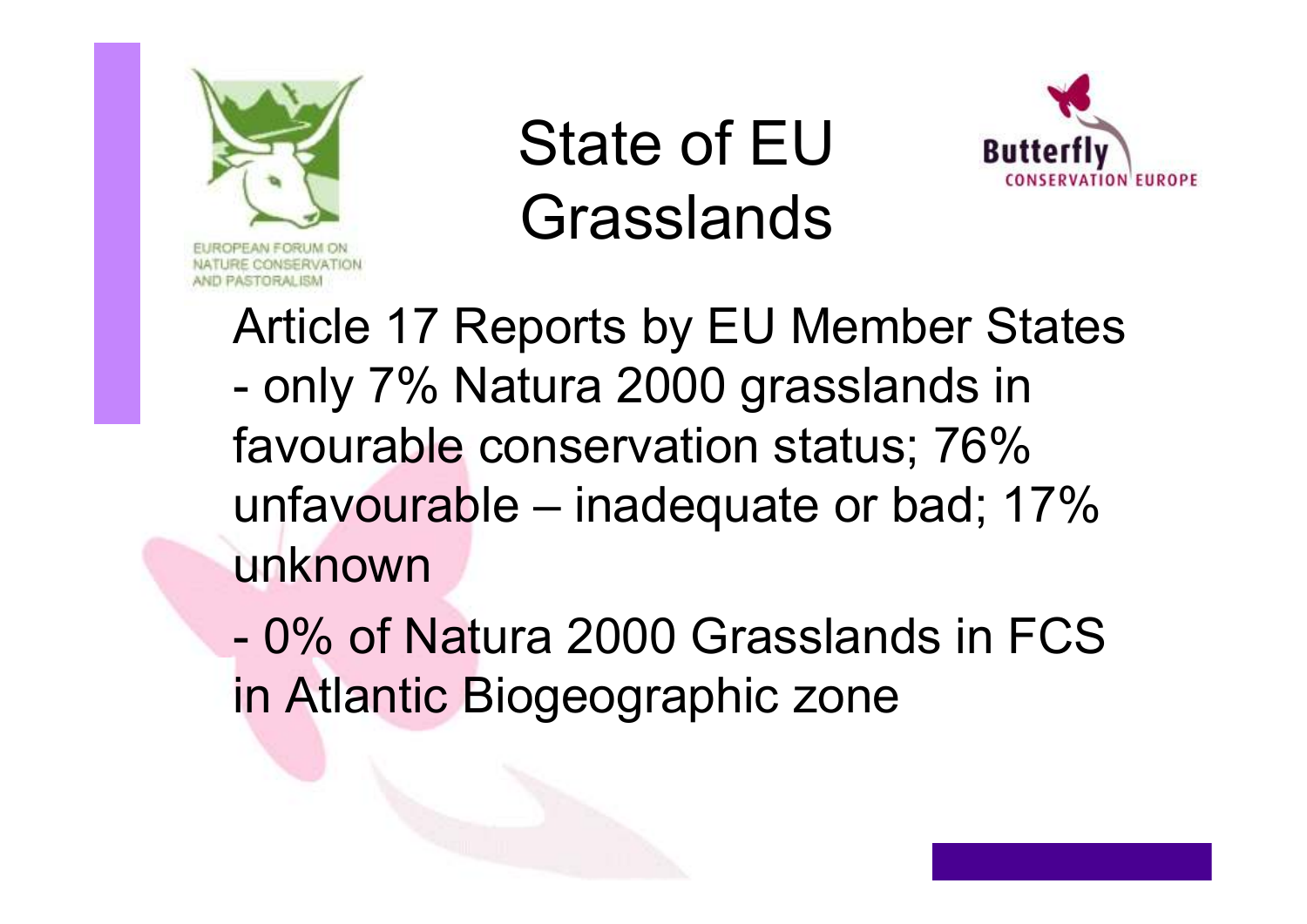# State of EU Grasslands

EUROPEAN FORUM ON NATURE CONSERVATION AND PASTORALISM

Butterfly CONSERVATION EUROPE

Article 17 Reports by EU Member States

- only 7% Natura 2000 grasslands in favourable conservation status; 76% unfavourable – inadequate or bad; 17% unknown
- 0% of Natura 2000 Grasslands in FCS in Atlantic Biogeographic zone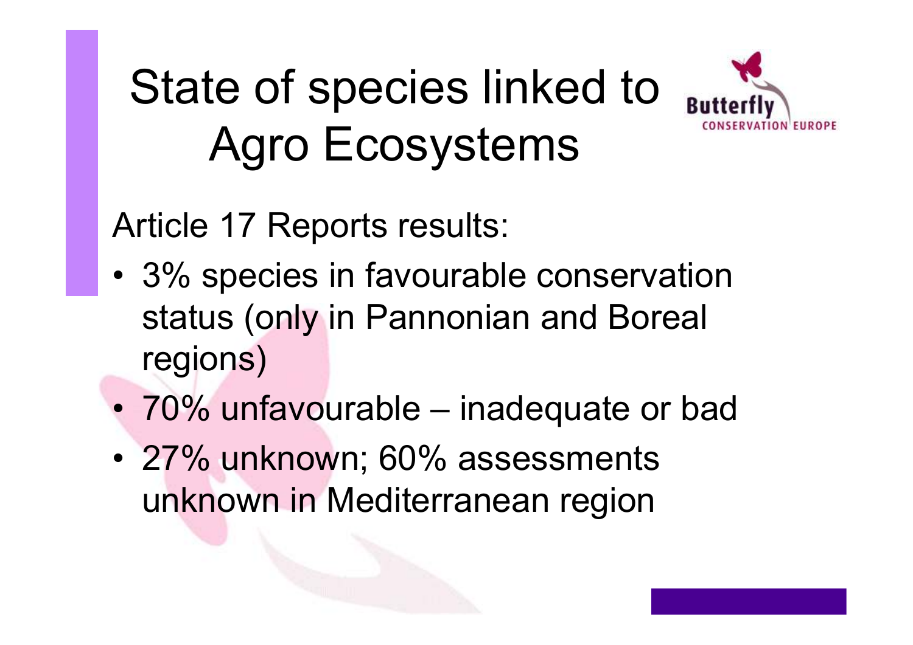# State of species linked to Agro Ecosystems

Article 17 Reports results:

- 3% species in favourable conservation status (only in Pannonian and Boreal regions)
- 70% unfavourable – inadequate or bad
- 27% unknown; 60% assessments unknown in Mediterranean region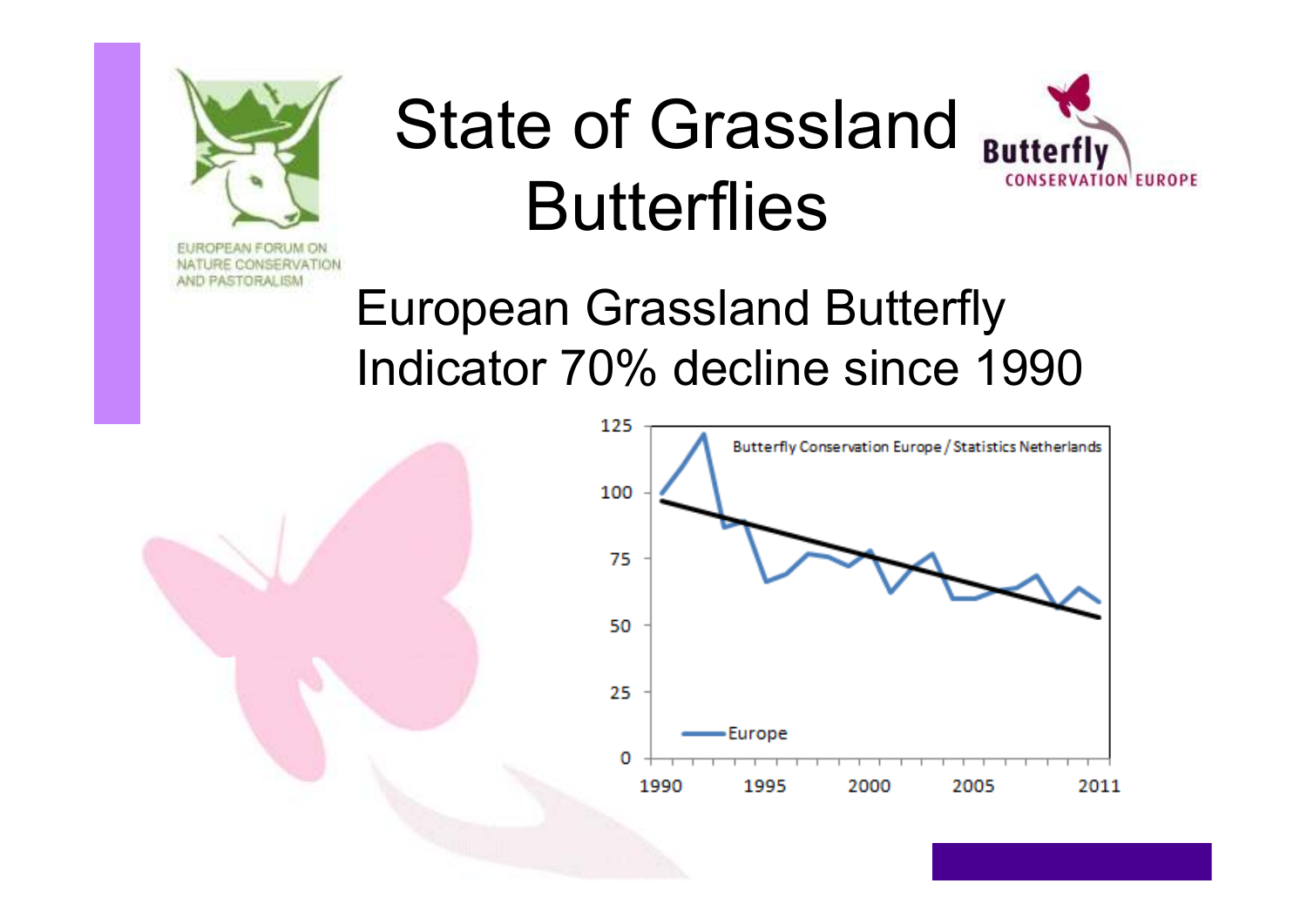# State of Grassland Butterflies

EUROPEAN FORUM ON NATURE CONSERVATION AND PASTORALISM

Butterfly CONSERVATION EUROPE

European Grassland Butterfly Indicator 70% decline since 1990

Butterfly Conservation Europe / Statistics Netherlands

Europe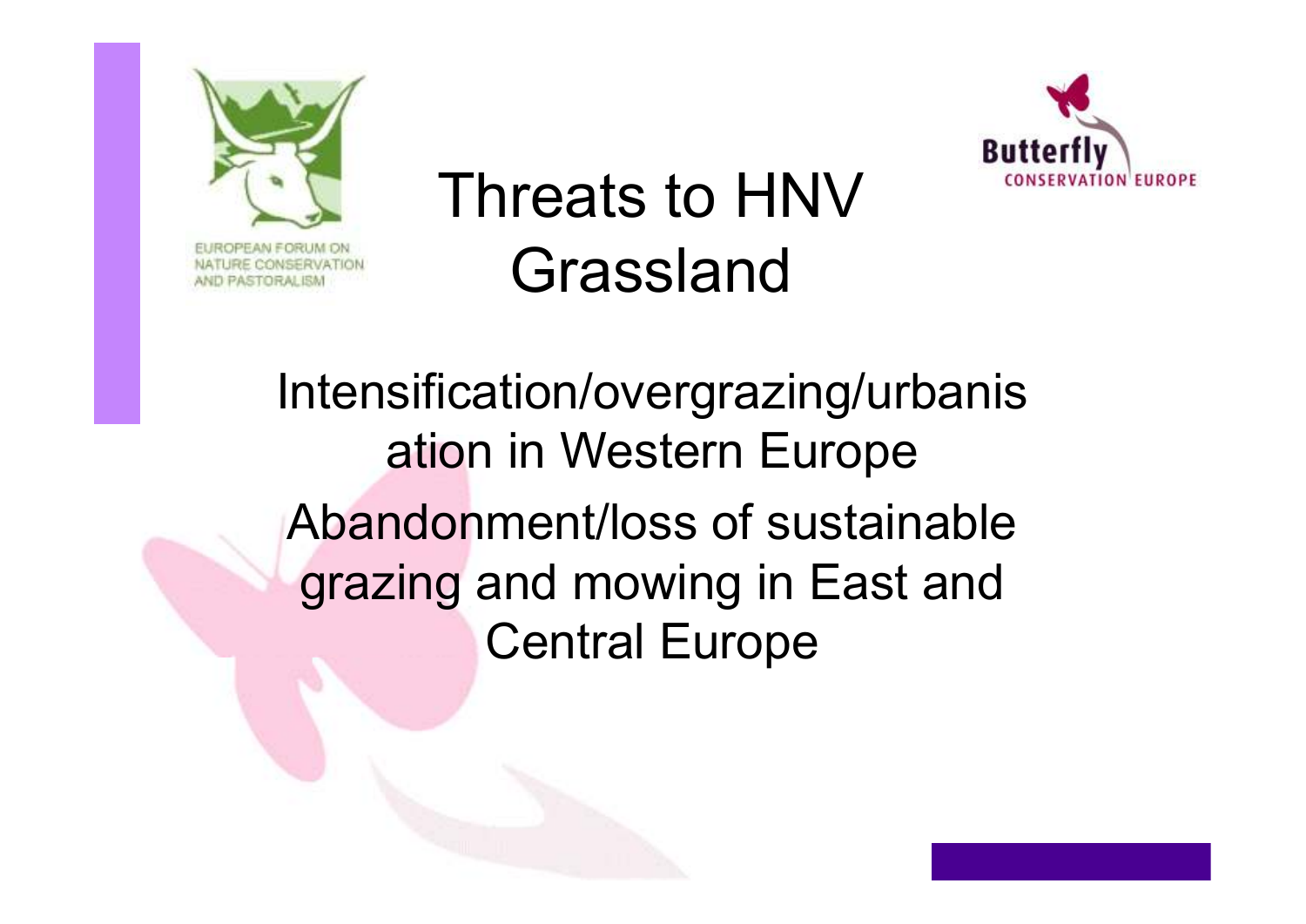EUROPEAN FORUM ON NATURE CONSERVATION AND PASTORALISM

Butterfly CONSERVATION EUROPE

# Threats to HNV Grassland

Intensification/overgrazing/urbanisation in Western Europe

Abandonment/loss of sustainable grazing and mowing in East and Central Europe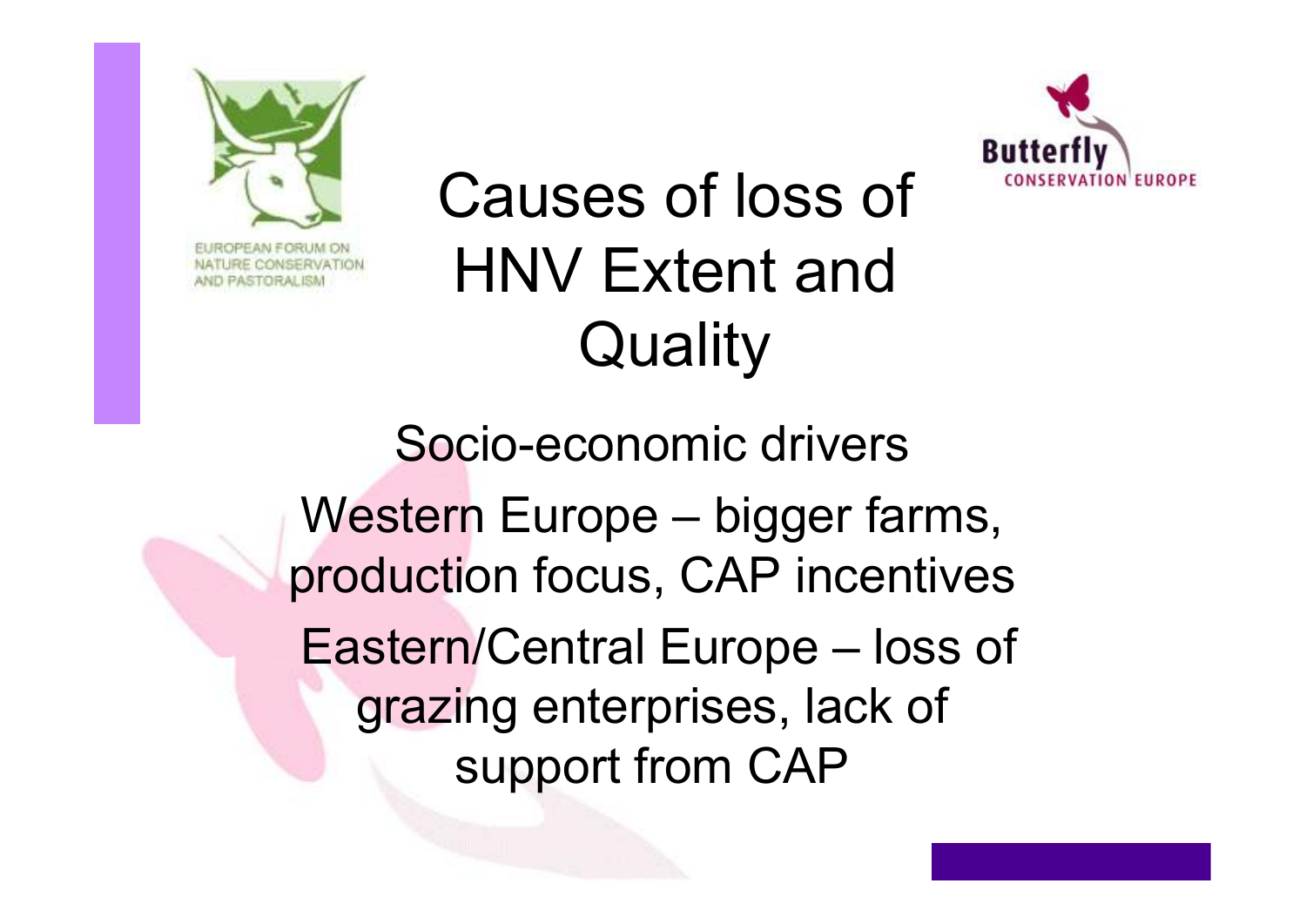# Causes of loss of HNV Extent and Quality

Socio-economic drivers

Western Europe – bigger farms, production focus, CAP incentives

Eastern/Central Europe – loss of grazing enterprises, lack of support from CAP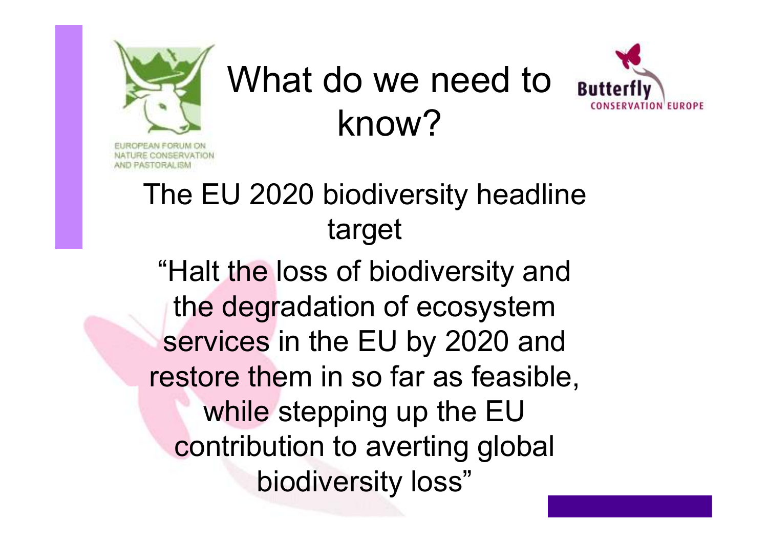# What do we need to know?

## The EU 2020 biodiversity headline target

"Halt the loss of biodiversity and the degradation of ecosystem services in the EU by 2020 and restore them in so far as feasible, while stepping up the EU contribution to averting global biodiversity loss"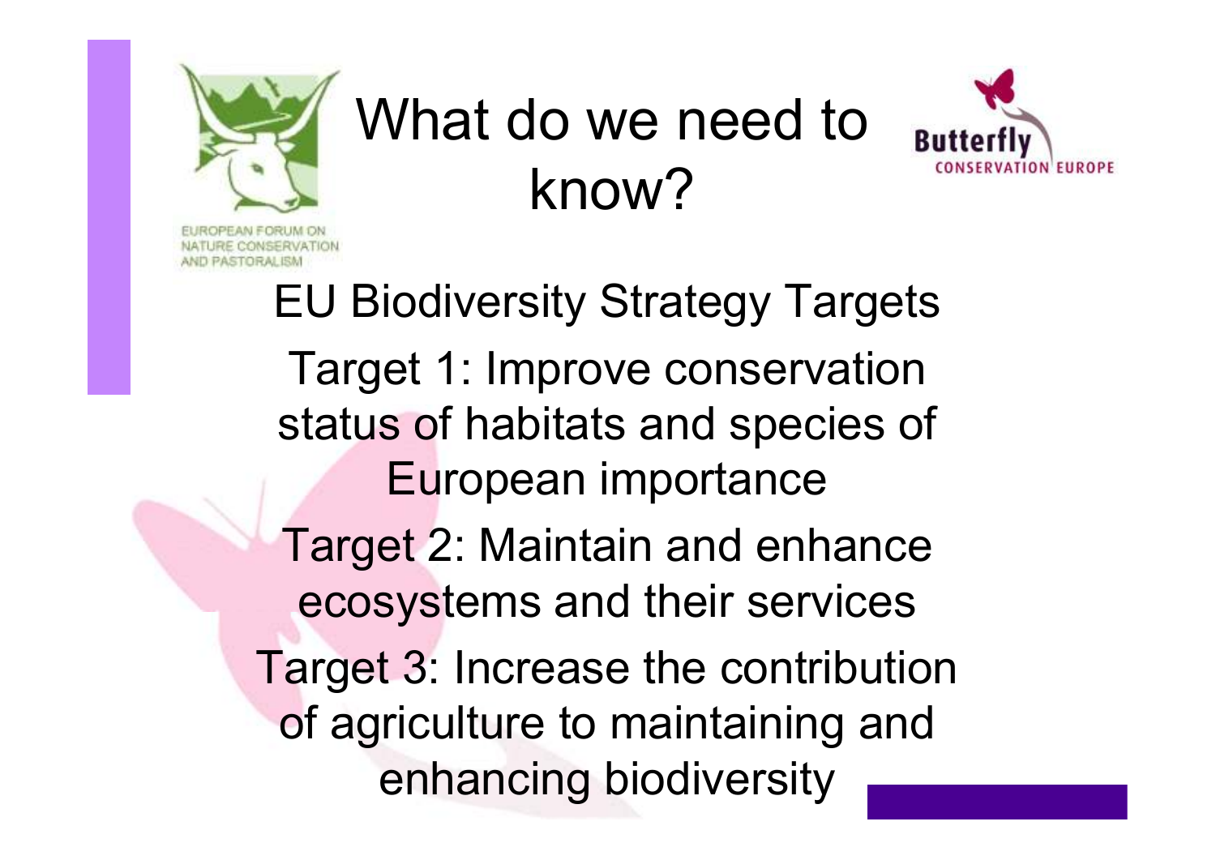# What do we need to know?

EUROPEAN FORUM ON NATURE CONSERVATION AND PASTORALISM

Butterfly CONSERVATION EUROPE

EU Biodiversity Strategy Targets

Target 1: Improve conservation status of habitats and species of European importance

Target 2: Maintain and enhance ecosystems and their services

Target 3: Increase the contribution of agriculture to maintaining and enhancing biodiversity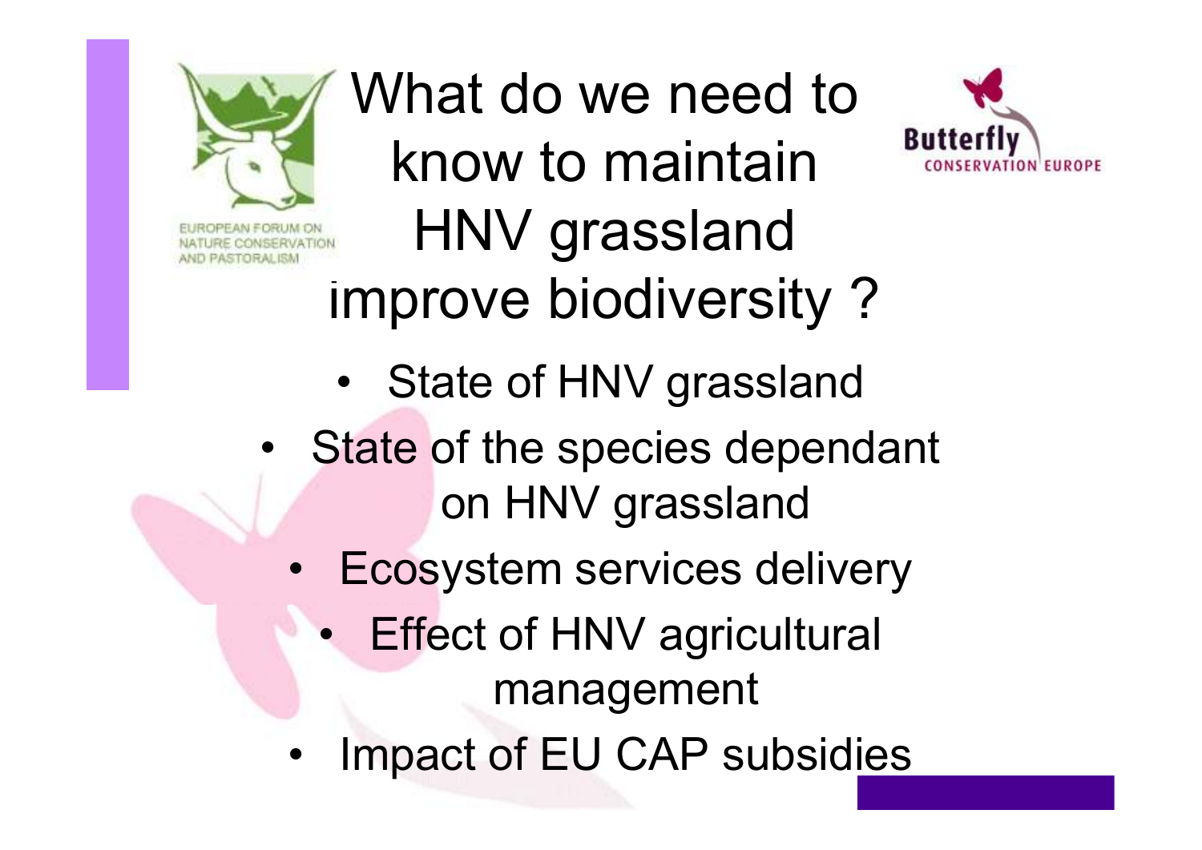EUROPEAN FORUM ON NATURE CONSERVATION AND PASTORALISM

Butterfly CONSERVATION EUROPE

# What do we need to know to maintain HNV grassland improve biodiversity ?

- State of HNV grassland
- State of the species dependant on HNV grassland
- Ecosystem services delivery
- Effect of HNV agricultural management
- Impact of EU CAP subsidies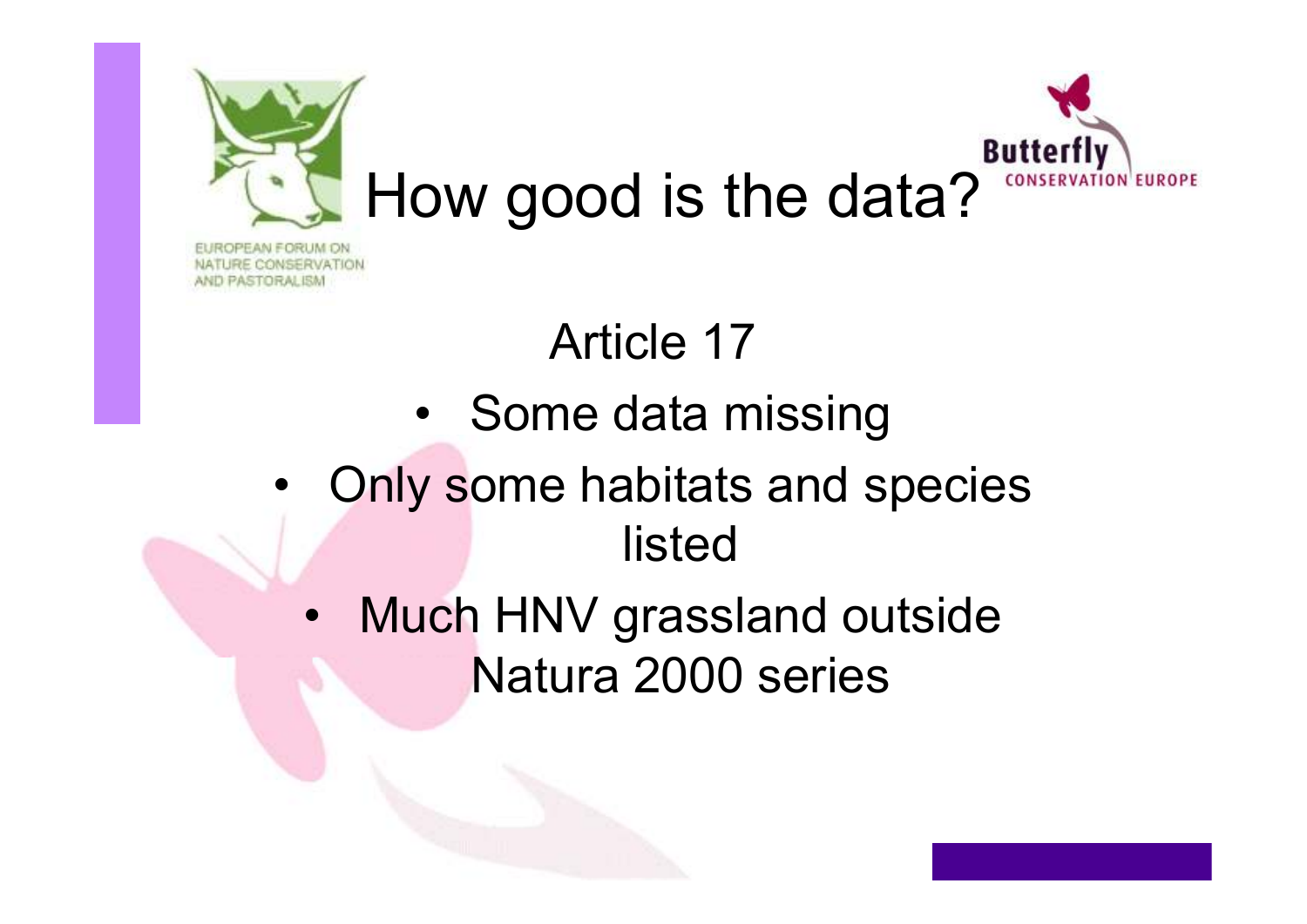EUROPEAN FORUM ON NATURE CONSERVATION AND PASTORALISM

Butterfly CONSERVATION EUROPE

# How good is the data?

Article 17

- Some data missing
- Only some habitats and species listed
- Much HNV grassland outside Natura 2000 series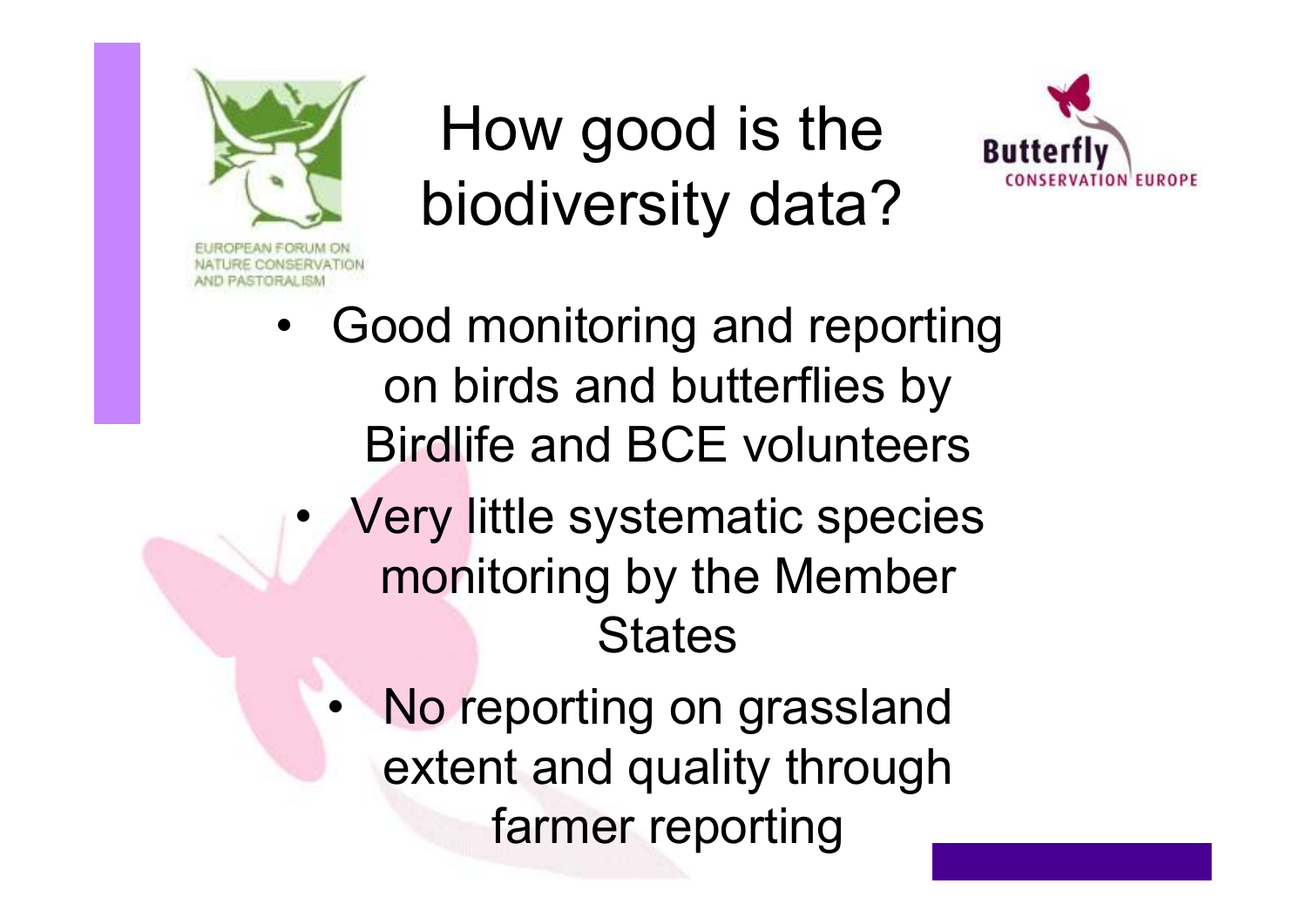# How good is the biodiversity data?

EUROPEAN FORUM ON NATURE CONSERVATION AND PASTORALISM

Butterfly CONSERVATION EUROPE

- Good monitoring and reporting on birds and butterflies by Birdlife and BCE volunteers
- Very little systematic species monitoring by the Member States
- No reporting on grassland extent and quality through farmer reporting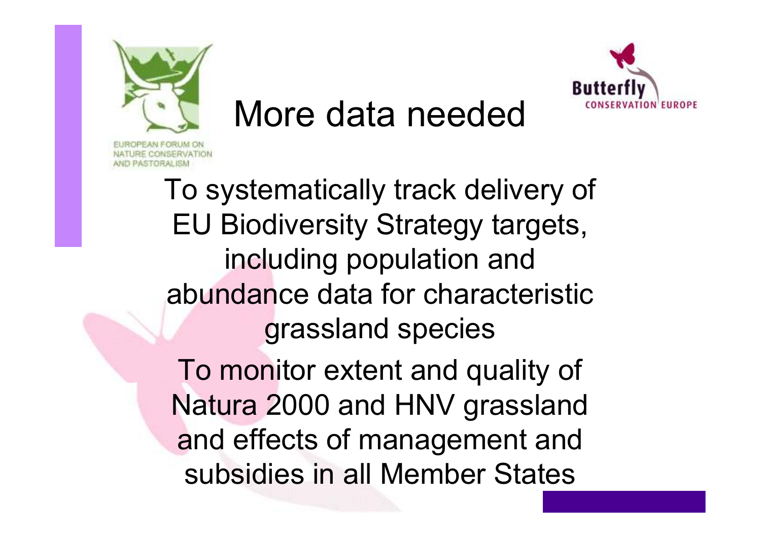# More data needed

To systematically track delivery of EU Biodiversity Strategy targets, including population and abundance data for characteristic grassland species

To monitor extent and quality of Natura 2000 and HNV grassland and effects of management and subsidies in all Member States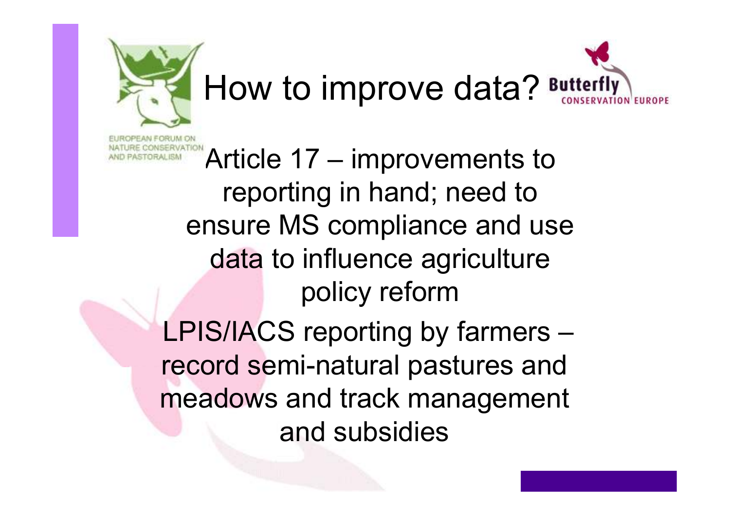# How to improve data?

Article 17 – improvements to reporting in hand; need to ensure MS compliance and use data to influence agriculture policy reform

LPIS/IACS reporting by farmers – record semi-natural pastures and meadows and track management and subsidies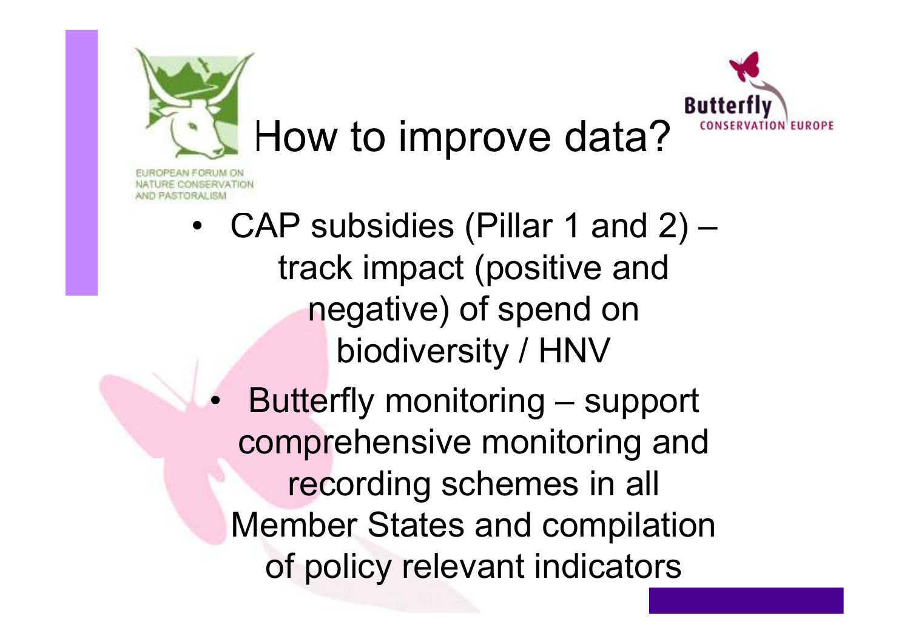# How to improve data?

- CAP subsidies (Pillar 1 and 2) – track impact (positive and negative) of spend on biodiversity / HNV
- Butterfly monitoring – support comprehensive monitoring and recording schemes in all Member States and compilation of policy relevant indicators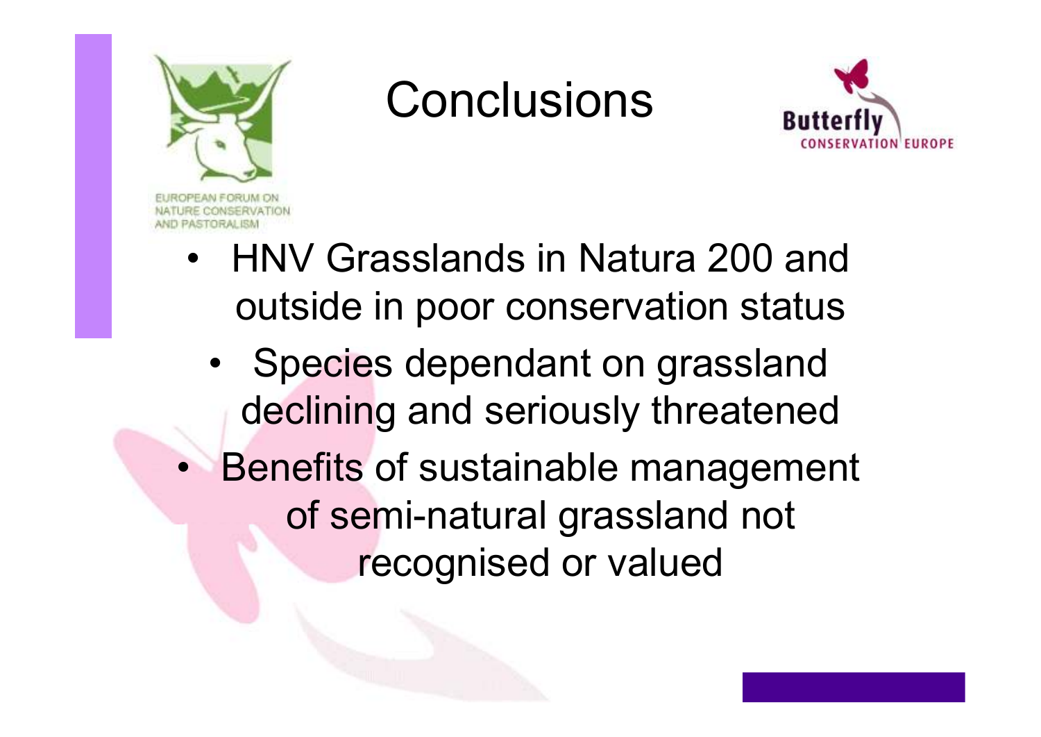# Conclusions

EUROPEAN FORUM ON NATURE CONSERVATION AND PASTORALISM

Butterfly CONSERVATION EUROPE

- HNV Grasslands in Natura 200 and outside in poor conservation status
  - Species dependant on grassland declining and seriously threatened
- Benefits of sustainable management of semi-natural grassland not recognised or valued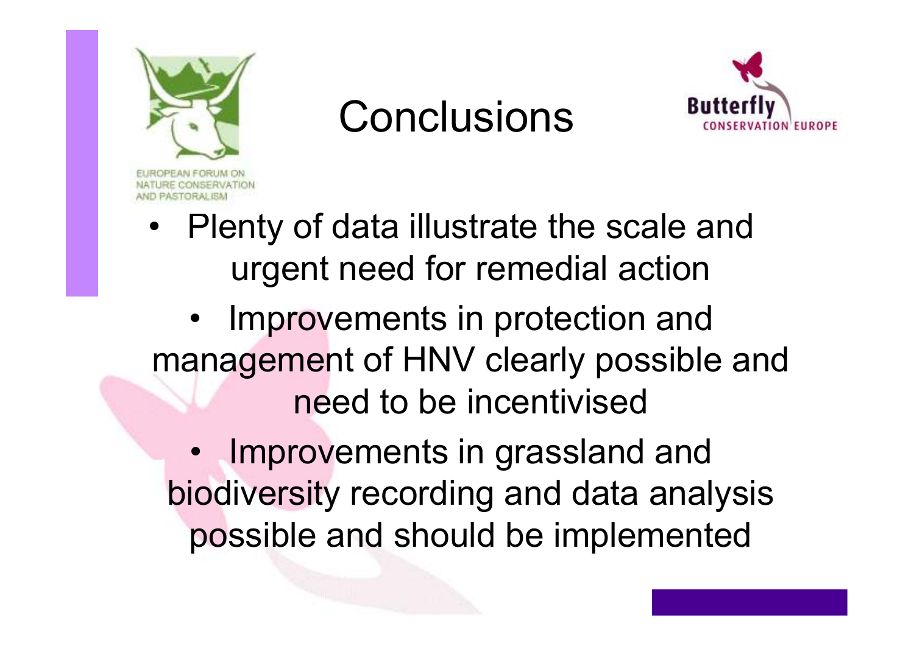EUROPEAN FORUM ON NATURE CONSERVATION AND PASTORALISM

# Conclusions

Butterfly CONSERVATION EUROPE

- Plenty of data illustrate the scale and urgent need for remedial action
- Improvements in protection and management of HNV clearly possible and need to be incentivised
- Improvements in grassland and biodiversity recording and data analysis possible and should be implemented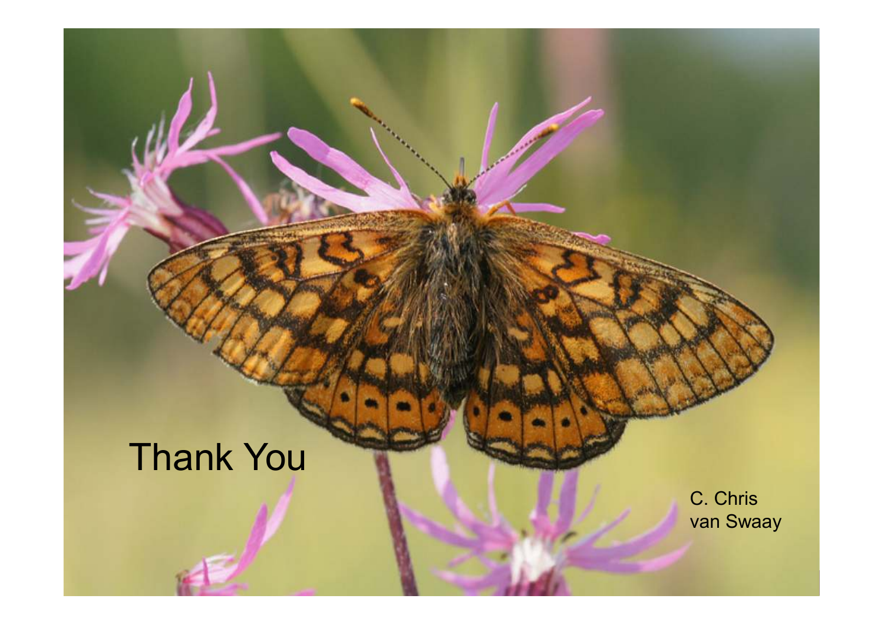Thank You

C. Chris
van Swaay